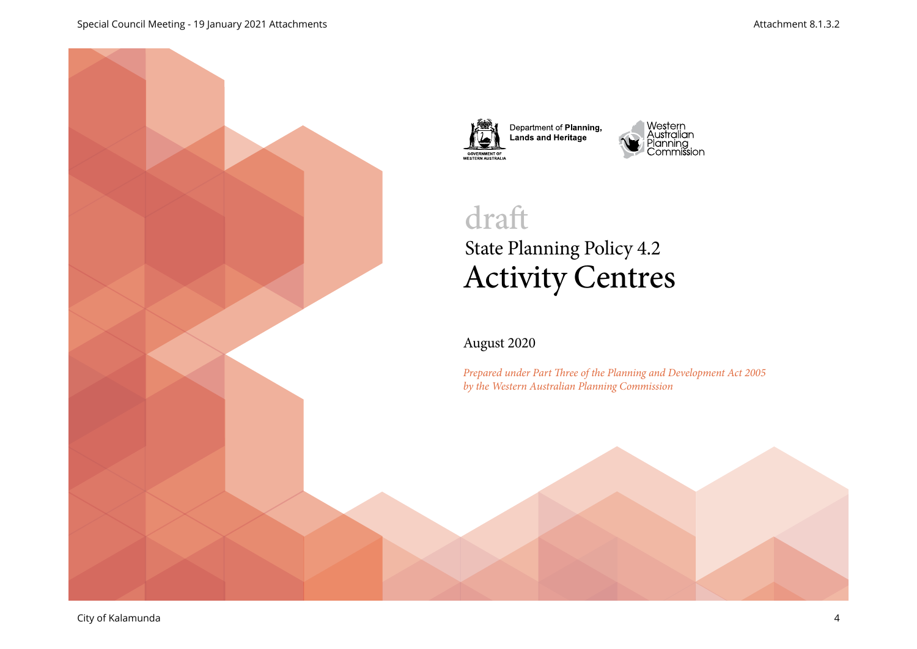Department of **Planning, Lands and Heritage**

Western Australian Planning Commission

draft

# State Planning Policy 4.2
# Activity Centres

August 2020

*Prepared under Part Three of the Planning and Development Act 2005 by the Western Australian Planning Commission*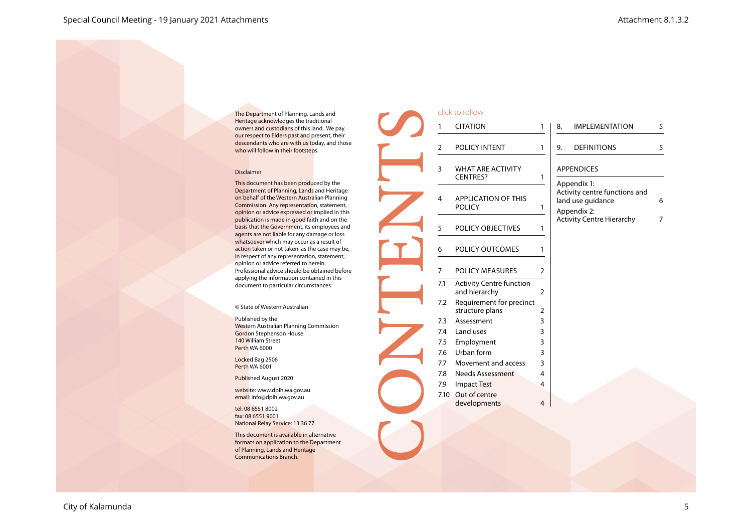The Department of Planning, Lands and Heritage acknowledges the traditional owners and custodians of this land. We pay our respect to Elders past and present, their descendants who are with us today, and those who will follow in their footsteps.

Disclaimer

This document has been produced by the Department of Planning, Lands and Heritage on behalf of the Western Australian Planning Commission. Any representation, statement, opinion or advice expressed or implied in this publication is made in good faith and on the basis that the Government, its employees and agents are not liable for any damage or loss whatsoever which may occur as a result of action taken or not taken, as the case may be, in respect of any representation, statement, opinion or advice referred to herein. Professional advice should be obtained before applying the information contained in this document to particular circumstances.

© State of Western Australian

Published by the
Western Australian Planning Commission
Gordon Stephenson House
140 William Street
Perth WA 6000

Locked Bag 2506
Perth WA 6001

Published August 2020

website: www.dplh.wa.gov.au
email: info@dplh.wa.gov.au

tel: 08 6551 8002
fax: 08 6551 9001
National Relay Service: 13 36 77

This document is available in alternative formats on application to the Department of Planning, Lands and Heritage Communications Branch.

# CONTENTS

click to follow

| | | |
|---|---|---|
| 1 | CITATION | 1 |
| 2 | POLICY INTENT | 1 |
| 3 | WHAT ARE ACTIVITY CENTRES? | 1 |
| 4 | APPLICATION OF THIS POLICY | 1 |
| 5 | POLICY OBJECTIVES | 1 |
| 6 | POLICY OUTCOMES | 1 |
| 7 | POLICY MEASURES | 2 |
| 7.1 | Activity Centre function and hierarchy | 2 |
| 7.2 | Requirement for precinct structure plans | 2 |
| 7.3 | Assessment | 3 |
| 7.4 | Land uses | 3 |
| 7.5 | Employment | 3 |
| 7.6 | Urban form | 3 |
| 7.7 | Movement and access | 3 |
| 7.8 | Needs Assessment | 4 |
| 7.9 | Impact Test | 4 |
| 7.10 | Out of centre developments | 4 |
| 8. | IMPLEMENTATION | 5 |
| 9. | DEFINITIONS | 5 |

APPENDICES

| | |
|---|---|
| Appendix 1: Activity centre functions and land use guidance | 6 |
| Appendix 2: Activity Centre Hierarchy | 7 |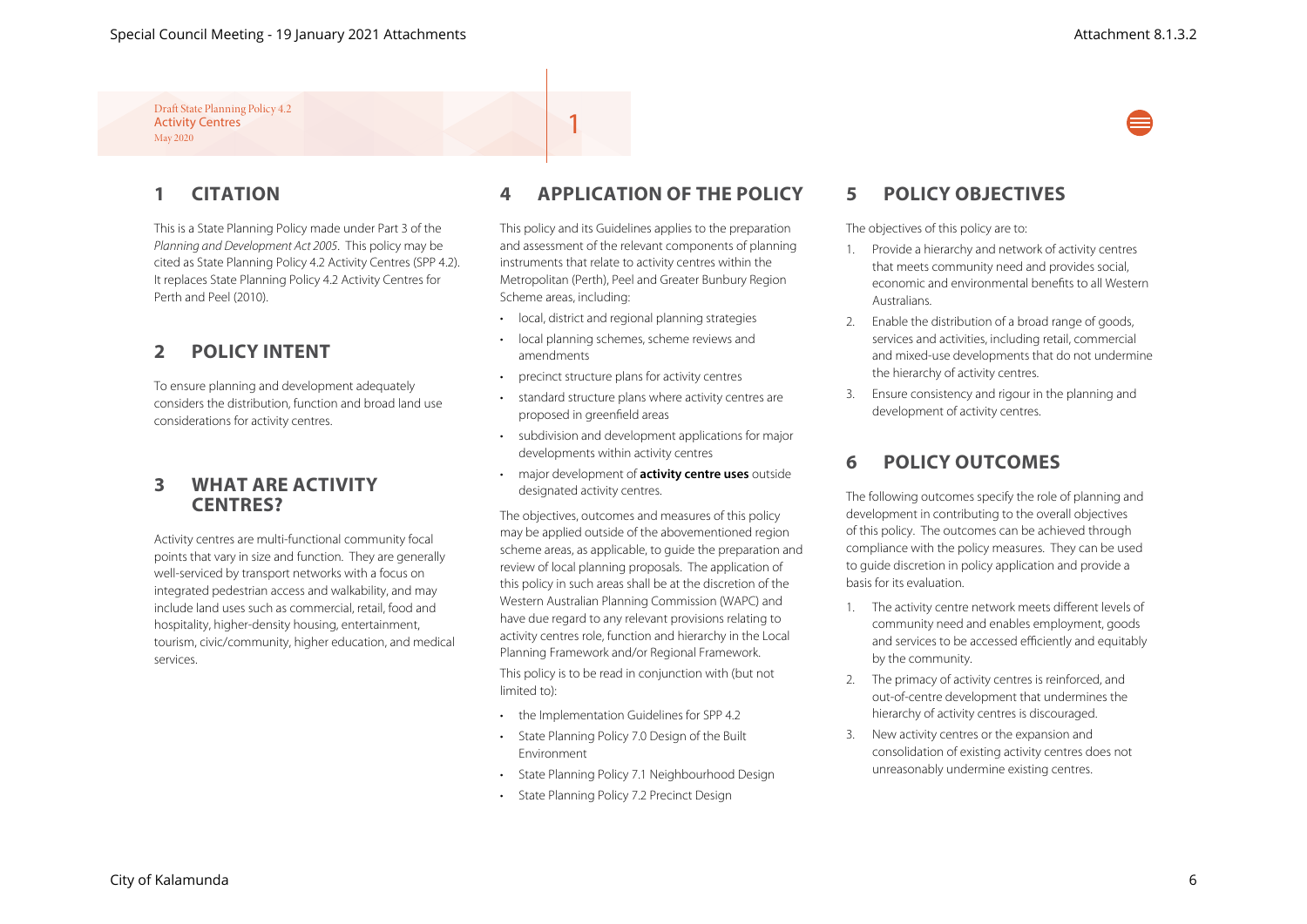Draft State Planning Policy 4.2
Activity Centres
May 2020

# 1

## 1 CITATION

This is a State Planning Policy made under Part 3 of the *Planning and Development Act 2005*. This policy may be cited as State Planning Policy 4.2 Activity Centres (SPP 4.2). It replaces State Planning Policy 4.2 Activity Centres for Perth and Peel (2010).

## 2 POLICY INTENT

To ensure planning and development adequately considers the distribution, function and broad land use considerations for activity centres.

## 3 WHAT ARE ACTIVITY CENTRES?

Activity centres are multi-functional community focal points that vary in size and function. They are generally well-serviced by transport networks with a focus on integrated pedestrian access and walkability, and may include land uses such as commercial, retail, food and hospitality, higher-density housing, entertainment, tourism, civic/community, higher education, and medical services.

## 4 APPLICATION OF THE POLICY

This policy and its Guidelines applies to the preparation and assessment of the relevant components of planning instruments that relate to activity centres within the Metropolitan (Perth), Peel and Greater Bunbury Region Scheme areas, including:

- local, district and regional planning strategies
- local planning schemes, scheme reviews and amendments
- precinct structure plans for activity centres
- standard structure plans where activity centres are proposed in greenfield areas
- subdivision and development applications for major developments within activity centres
- major development of **activity centre uses** outside designated activity centres.

The objectives, outcomes and measures of this policy may be applied outside of the abovementioned region scheme areas, as applicable, to guide the preparation and review of local planning proposals. The application of this policy in such areas shall be at the discretion of the Western Australian Planning Commission (WAPC) and have due regard to any relevant provisions relating to activity centres role, function and hierarchy in the Local Planning Framework and/or Regional Framework.

This policy is to be read in conjunction with (but not limited to):

- the Implementation Guidelines for SPP 4.2
- State Planning Policy 7.0 Design of the Built Environment
- State Planning Policy 7.1 Neighbourhood Design
- State Planning Policy 7.2 Precinct Design

## 5 POLICY OBJECTIVES

The objectives of this policy are to:

1. Provide a hierarchy and network of activity centres that meets community need and provides social, economic and environmental benefits to all Western Australians.
2. Enable the distribution of a broad range of goods, services and activities, including retail, commercial and mixed-use developments that do not undermine the hierarchy of activity centres.
3. Ensure consistency and rigour in the planning and development of activity centres.

## 6 POLICY OUTCOMES

The following outcomes specify the role of planning and development in contributing to the overall objectives of this policy. The outcomes can be achieved through compliance with the policy measures. They can be used to guide discretion in policy application and provide a basis for its evaluation.

1. The activity centre network meets different levels of community need and enables employment, goods and services to be accessed efficiently and equitably by the community.
2. The primacy of activity centres is reinforced, and out-of-centre development that undermines the hierarchy of activity centres is discouraged.
3. New activity centres or the expansion and consolidation of existing activity centres does not unreasonably undermine existing centres.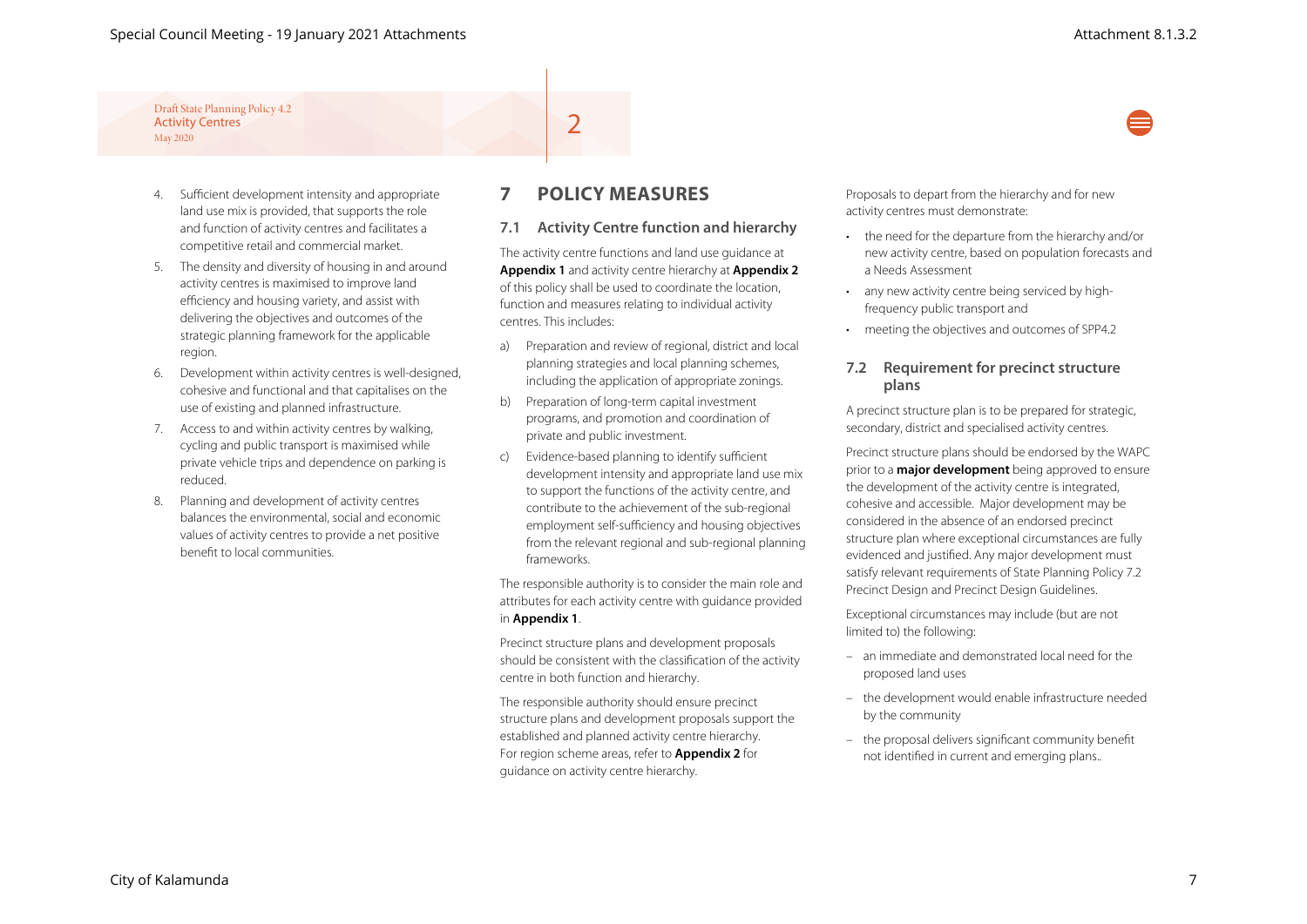4. Sufficient development intensity and appropriate land use mix is provided, that supports the role and function of activity centres and facilitates a competitive retail and commercial market.
5. The density and diversity of housing in and around activity centres is maximised to improve land efficiency and housing variety, and assist with delivering the objectives and outcomes of the strategic planning framework for the applicable region.
6. Development within activity centres is well-designed, cohesive and functional and that capitalises on the use of existing and planned infrastructure.
7. Access to and within activity centres by walking, cycling and public transport is maximised while private vehicle trips and dependence on parking is reduced.
8. Planning and development of activity centres balances the environmental, social and economic values of activity centres to provide a net positive benefit to local communities.

# 7 POLICY MEASURES

## 7.1 Activity Centre function and hierarchy

The activity centre functions and land use guidance at **Appendix 1** and activity centre hierarchy at **Appendix 2** of this policy shall be used to coordinate the location, function and measures relating to individual activity centres. This includes:

a) Preparation and review of regional, district and local planning strategies and local planning schemes, including the application of appropriate zonings.

b) Preparation of long-term capital investment programs, and promotion and coordination of private and public investment.

c) Evidence-based planning to identify sufficient development intensity and appropriate land use mix to support the functions of the activity centre, and contribute to the achievement of the sub-regional employment self-sufficiency and housing objectives from the relevant regional and sub-regional planning frameworks.

The responsible authority is to consider the main role and attributes for each activity centre with guidance provided in **Appendix 1**.

Precinct structure plans and development proposals should be consistent with the classification of the activity centre in both function and hierarchy.

The responsible authority should ensure precinct structure plans and development proposals support the established and planned activity centre hierarchy. For region scheme areas, refer to **Appendix 2** for guidance on activity centre hierarchy.

Proposals to depart from the hierarchy and for new activity centres must demonstrate:

- the need for the departure from the hierarchy and/or new activity centre, based on population forecasts and a Needs Assessment
- any new activity centre being serviced by high-frequency public transport and
- meeting the objectives and outcomes of SPP4.2

## 7.2 Requirement for precinct structure plans

A precinct structure plan is to be prepared for strategic, secondary, district and specialised activity centres.

Precinct structure plans should be endorsed by the WAPC prior to a **major development** being approved to ensure the development of the activity centre is integrated, cohesive and accessible. Major development may be considered in the absence of an endorsed precinct structure plan where exceptional circumstances are fully evidenced and justified. Any major development must satisfy relevant requirements of State Planning Policy 7.2 Precinct Design and Precinct Design Guidelines.

Exceptional circumstances may include (but are not limited to) the following:

- an immediate and demonstrated local need for the proposed land uses
- the development would enable infrastructure needed by the community
- the proposal delivers significant community benefit not identified in current and emerging plans..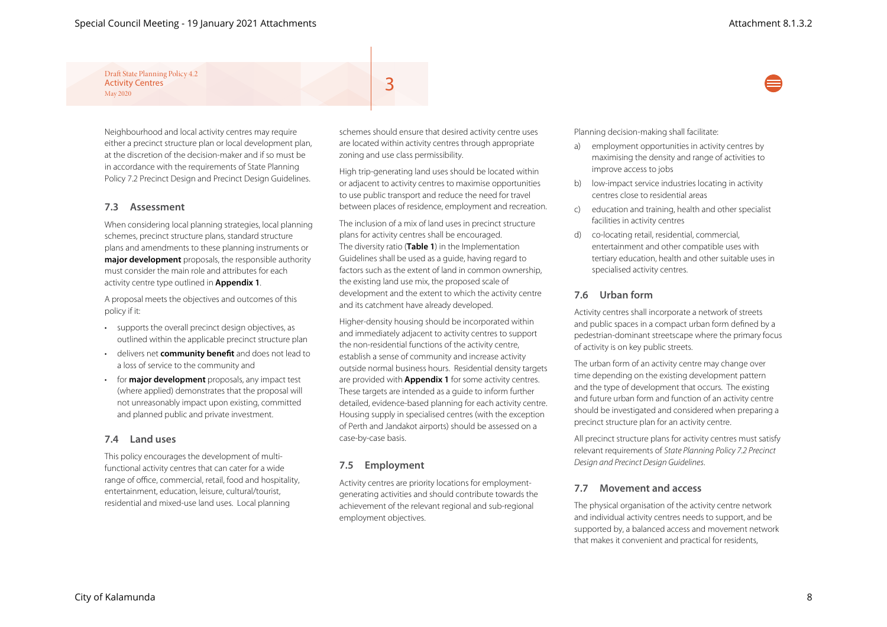Neighbourhood and local activity centres may require either a precinct structure plan or local development plan, at the discretion of the decision-maker and if so must be in accordance with the requirements of State Planning Policy 7.2 Precinct Design and Precinct Design Guidelines.

### 7.3 Assessment

When considering local planning strategies, local planning schemes, precinct structure plans, standard structure plans and amendments to these planning instruments or **major development** proposals, the responsible authority must consider the main role and attributes for each activity centre type outlined in **Appendix 1**.

A proposal meets the objectives and outcomes of this policy if it:

- supports the overall precinct design objectives, as outlined within the applicable precinct structure plan
- delivers net **community benefit** and does not lead to a loss of service to the community and
- for **major development** proposals, any impact test (where applied) demonstrates that the proposal will not unreasonably impact upon existing, committed and planned public and private investment.

### 7.4 Land uses

This policy encourages the development of multi-functional activity centres that can cater for a wide range of office, commercial, retail, food and hospitality, entertainment, education, leisure, cultural/tourist, residential and mixed-use land uses. Local planning schemes should ensure that desired activity centre uses are located within activity centres through appropriate zoning and use class permissibility.

High trip-generating land uses should be located within or adjacent to activity centres to maximise opportunities to use public transport and reduce the need for travel between places of residence, employment and recreation.

The inclusion of a mix of land uses in precinct structure plans for activity centres shall be encouraged. The diversity ratio (**Table 1**) in the Implementation Guidelines shall be used as a guide, having regard to factors such as the extent of land in common ownership, the existing land use mix, the proposed scale of development and the extent to which the activity centre and its catchment have already developed.

Higher-density housing should be incorporated within and immediately adjacent to activity centres to support the non-residential functions of the activity centre, establish a sense of community and increase activity outside normal business hours. Residential density targets are provided with **Appendix 1** for some activity centres. These targets are intended as a guide to inform further detailed, evidence-based planning for each activity centre. Housing supply in specialised centres (with the exception of Perth and Jandakot airports) should be assessed on a case-by-case basis.

### 7.5 Employment

Activity centres are priority locations for employment-generating activities and should contribute towards the achievement of the relevant regional and sub-regional employment objectives.

Planning decision-making shall facilitate:

a) employment opportunities in activity centres by maximising the density and range of activities to improve access to jobs
b) low-impact service industries locating in activity centres close to residential areas
c) education and training, health and other specialist facilities in activity centres
d) co-locating retail, residential, commercial, entertainment and other compatible uses with tertiary education, health and other suitable uses in specialised activity centres.

### 7.6 Urban form

Activity centres shall incorporate a network of streets and public spaces in a compact urban form defined by a pedestrian-dominant streetscape where the primary focus of activity is on key public streets.

The urban form of an activity centre may change over time depending on the existing development pattern and the type of development that occurs. The existing and future urban form and function of an activity centre should be investigated and considered when preparing a precinct structure plan for an activity centre.

All precinct structure plans for activity centres must satisfy relevant requirements of *State Planning Policy 7.2 Precinct Design and Precinct Design Guidelines*.

### 7.7 Movement and access

The physical organisation of the activity centre network and individual activity centres needs to support, and be supported by, a balanced access and movement network that makes it convenient and practical for residents,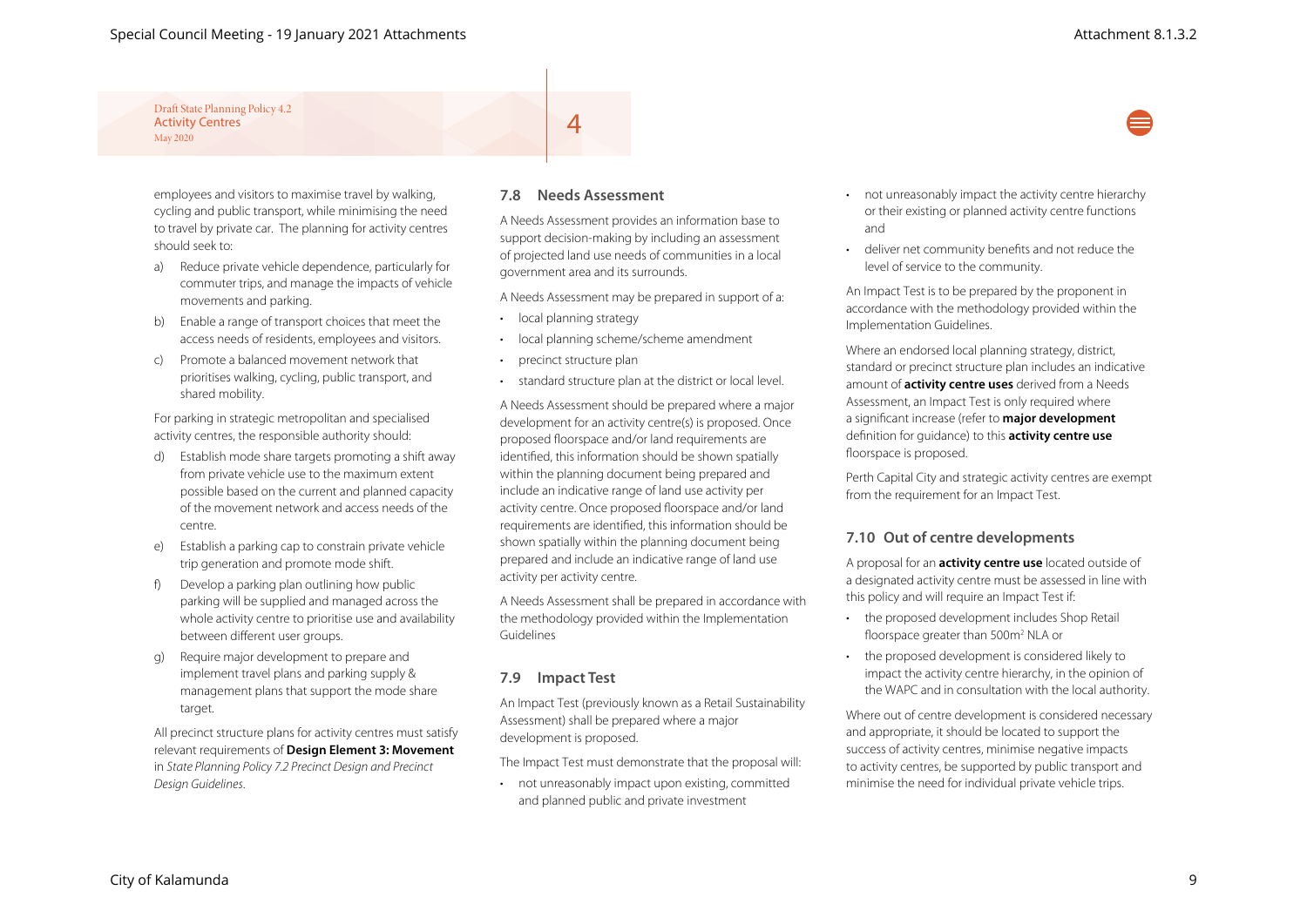employees and visitors to maximise travel by walking, cycling and public transport, while minimising the need to travel by private car. The planning for activity centres should seek to:

a) Reduce private vehicle dependence, particularly for commuter trips, and manage the impacts of vehicle movements and parking.
b) Enable a range of transport choices that meet the access needs of residents, employees and visitors.
c) Promote a balanced movement network that prioritises walking, cycling, public transport, and shared mobility.

For parking in strategic metropolitan and specialised activity centres, the responsible authority should:

d) Establish mode share targets promoting a shift away from private vehicle use to the maximum extent possible based on the current and planned capacity of the movement network and access needs of the centre.
e) Establish a parking cap to constrain private vehicle trip generation and promote mode shift.
f) Develop a parking plan outlining how public parking will be supplied and managed across the whole activity centre to prioritise use and availability between different user groups.
g) Require major development to prepare and implement travel plans and parking supply & management plans that support the mode share target.

All precinct structure plans for activity centres must satisfy relevant requirements of **Design Element 3: Movement** in *State Planning Policy 7.2 Precinct Design and Precinct Design Guidelines*.

### 7.8 Needs Assessment

A Needs Assessment provides an information base to support decision-making by including an assessment of projected land use needs of communities in a local government area and its surrounds.

A Needs Assessment may be prepared in support of a:

- local planning strategy
- local planning scheme/scheme amendment
- precinct structure plan
- standard structure plan at the district or local level.

A Needs Assessment should be prepared where a major development for an activity centre(s) is proposed. Once proposed floorspace and/or land requirements are identified, this information should be shown spatially within the planning document being prepared and include an indicative range of land use activity per activity centre. Once proposed floorspace and/or land requirements are identified, this information should be shown spatially within the planning document being prepared and include an indicative range of land use activity per activity centre.

A Needs Assessment shall be prepared in accordance with the methodology provided within the Implementation Guidelines

### 7.9 Impact Test

An Impact Test (previously known as a Retail Sustainability Assessment) shall be prepared where a major development is proposed.

The Impact Test must demonstrate that the proposal will:

- not unreasonably impact upon existing, committed and planned public and private investment
- not unreasonably impact the activity centre hierarchy or their existing or planned activity centre functions and
- deliver net community benefits and not reduce the level of service to the community.

An Impact Test is to be prepared by the proponent in accordance with the methodology provided within the Implementation Guidelines.

Where an endorsed local planning strategy, district, standard or precinct structure plan includes an indicative amount of **activity centre uses** derived from a Needs Assessment, an Impact Test is only required where a significant increase (refer to **major development** definition for guidance) to this **activity centre use** floorspace is proposed.

Perth Capital City and strategic activity centres are exempt from the requirement for an Impact Test.

### 7.10 Out of centre developments

A proposal for an **activity centre use** located outside of a designated activity centre must be assessed in line with this policy and will require an Impact Test if:

- the proposed development includes Shop Retail floorspace greater than 500m$^2$ NLA or
- the proposed development is considered likely to impact the activity centre hierarchy, in the opinion of the WAPC and in consultation with the local authority.

Where out of centre development is considered necessary and appropriate, it should be located to support the success of activity centres, minimise negative impacts to activity centres, be supported by public transport and minimise the need for individual private vehicle trips.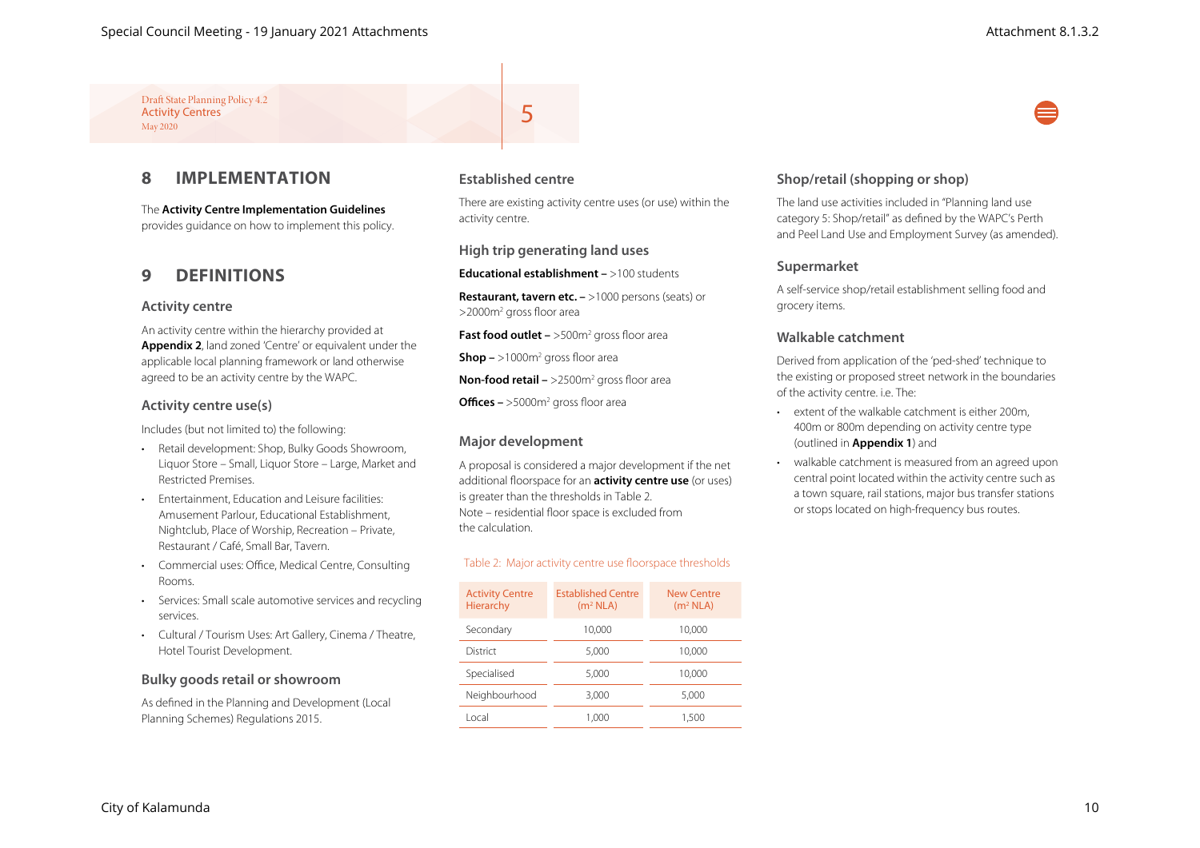## 8 IMPLEMENTATION

The **Activity Centre Implementation Guidelines** provides guidance on how to implement this policy.

## 9 DEFINITIONS

### Activity centre

An activity centre within the hierarchy provided at **Appendix 2**, land zoned 'Centre' or equivalent under the applicable local planning framework or land otherwise agreed to be an activity centre by the WAPC.

### Activity centre use(s)

Includes (but not limited to) the following:

- Retail development: Shop, Bulky Goods Showroom, Liquor Store – Small, Liquor Store – Large, Market and Restricted Premises.
- Entertainment, Education and Leisure facilities: Amusement Parlour, Educational Establishment, Nightclub, Place of Worship, Recreation – Private, Restaurant / Café, Small Bar, Tavern.
- Commercial uses: Office, Medical Centre, Consulting Rooms.
- Services: Small scale automotive services and recycling services.
- Cultural / Tourism Uses: Art Gallery, Cinema / Theatre, Hotel Tourist Development.

### Bulky goods retail or showroom

As defined in the Planning and Development (Local Planning Schemes) Regulations 2015.

### Established centre

There are existing activity centre uses (or use) within the activity centre.

### High trip generating land uses

**Educational establishment –** >100 students

**Restaurant, tavern etc. –** >1000 persons (seats) or >2000m² gross floor area

**Fast food outlet –** >500m² gross floor area

**Shop –** >1000m² gross floor area

**Non-food retail –** >2500m² gross floor area

**Offices –** >5000m² gross floor area

### Major development

A proposal is considered a major development if the net additional floorspace for an **activity centre use** (or uses) is greater than the thresholds in Table 2.
Note – residential floor space is excluded from the calculation.

Table 2: Major activity centre use floorspace thresholds

| Activity Centre Hierarchy | Established Centre (m² NLA) | New Centre (m² NLA) |
|---|---|---|
| Secondary | 10,000 | 10,000 |
| District | 5,000 | 10,000 |
| Specialised | 5,000 | 10,000 |
| Neighbourhood | 3,000 | 5,000 |
| Local | 1,000 | 1,500 |

### Shop/retail (shopping or shop)

The land use activities included in "Planning land use category 5: Shop/retail" as defined by the WAPC's Perth and Peel Land Use and Employment Survey (as amended).

### Supermarket

A self-service shop/retail establishment selling food and grocery items.

### Walkable catchment

Derived from application of the 'ped-shed' technique to the existing or proposed street network in the boundaries of the activity centre. i.e. The:

- extent of the walkable catchment is either 200m, 400m or 800m depending on activity centre type (outlined in **Appendix 1**) and
- walkable catchment is measured from an agreed upon central point located within the activity centre such as a town square, rail stations, major bus transfer stations or stops located on high-frequency bus routes.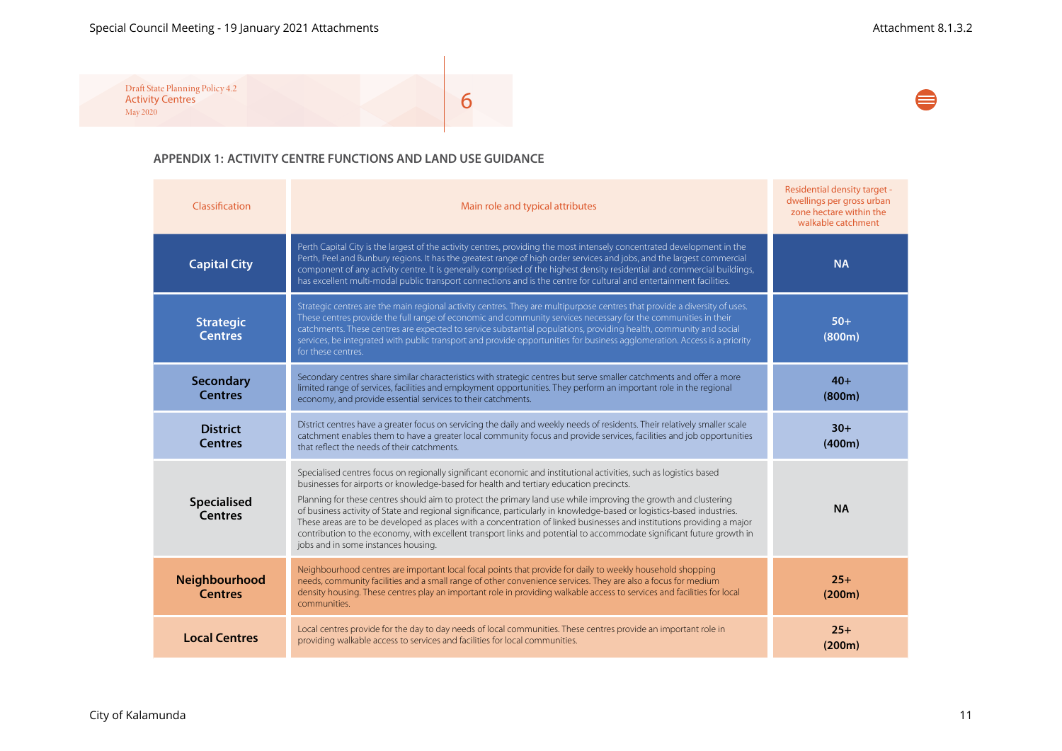## APPENDIX 1: ACTIVITY CENTRE FUNCTIONS AND LAND USE GUIDANCE

| Classification | Main role and typical attributes | Residential density target - dwellings per gross urban zone hectare within the walkable catchment |
|---|---|---|
| **Capital City** | Perth Capital City is the largest of the activity centres, providing the most intensely concentrated development in the Perth, Peel and Bunbury regions. It has the greatest range of high order services and jobs, and the largest commercial component of any activity centre. It is generally comprised of the highest density residential and commercial buildings, has excellent multi-modal public transport connections and is the centre for cultural and entertainment facilities. | **NA** |
| **Strategic Centres** | Strategic centres are the main regional activity centres. They are multipurpose centres that provide a diversity of uses. These centres provide the full range of economic and community services necessary for the communities in their catchments. These centres are expected to service substantial populations, providing health, community and social services, be integrated with public transport and provide opportunities for business agglomeration. Access is a priority for these centres. | **50+ (800m)** |
| **Secondary Centres** | Secondary centres share similar characteristics with strategic centres but serve smaller catchments and offer a more limited range of services, facilities and employment opportunities. They perform an important role in the regional economy, and provide essential services to their catchments. | **40+ (800m)** |
| **District Centres** | District centres have a greater focus on servicing the daily and weekly needs of residents. Their relatively smaller scale catchment enables them to have a greater local community focus and provide services, facilities and job opportunities that reflect the needs of their catchments. | **30+ (400m)** |
| **Specialised Centres** | Specialised centres focus on regionally significant economic and institutional activities, such as logistics based businesses for airports or knowledge-based for health and tertiary education precincts.<br><br>Planning for these centres should aim to protect the primary land use while improving the growth and clustering of business activity of State and regional significance, particularly in knowledge-based or logistics-based industries. These areas are to be developed as places with a concentration of linked businesses and institutions providing a major contribution to the economy, with excellent transport links and potential to accommodate significant future growth in jobs and in some instances housing. | **NA** |
| **Neighbourhood Centres** | Neighbourhood centres are important local focal points that provide for daily to weekly household shopping needs, community facilities and a small range of other convenience services. They are also a focus for medium density housing. These centres play an important role in providing walkable access to services and facilities for local communities. | **25+ (200m)** |
| **Local Centres** | Local centres provide for the day to day needs of local communities. These centres provide an important role in providing walkable access to services and facilities for local communities. | **25+ (200m)** |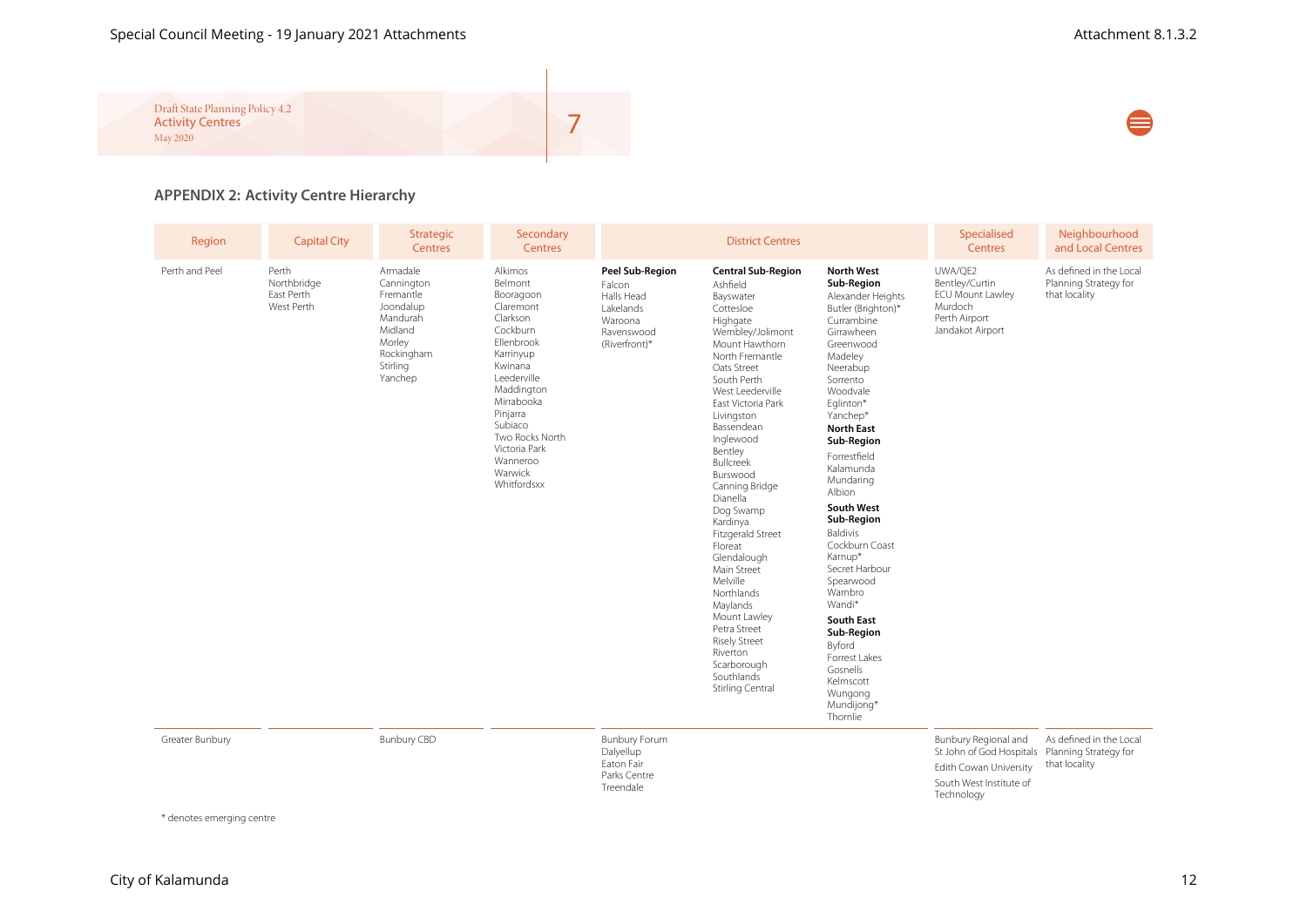Draft State Planning Policy 4.2
Activity Centres
May 2020

## APPENDIX 2: Activity Centre Hierarchy

| Region | Capital City | Strategic Centres | Secondary Centres | District Centres | | | Specialised Centres | Neighbourhood and Local Centres |
|---|---|---|---|---|---|---|---|---|
| Perth and Peel | Perth<br>Northbridge<br>East Perth<br>West Perth | Armadale<br>Cannington<br>Fremantle<br>Joondalup<br>Mandurah<br>Midland<br>Morley<br>Rockingham<br>Stirling<br>Yanchep | Alkimos<br>Belmont<br>Booragoon<br>Claremont<br>Clarkson<br>Cockburn<br>Ellenbrook<br>Karrinyup<br>Kwinana<br>Leederville<br>Maddington<br>Mirrabooka<br>Pinjarra<br>Subiaco<br>Two Rocks North<br>Victoria Park<br>Wanneroo<br>Warwick<br>Whitfordsxx | **Peel Sub-Region**<br>Falcon<br>Halls Head<br>Lakelands<br>Waroona<br>Ravenswood (Riverfront)* | **Central Sub-Region**<br>Ashfield<br>Bayswater<br>Cottesloe<br>Highgate<br>Wembley/Jolimont<br>Mount Hawthorn<br>North Fremantle<br>Oats Street<br>South Perth<br>West Leederville<br>East Victoria Park<br>Livingston<br>Bassendean<br>Inglewood<br>Bentley<br>Bullcreek<br>Burswood<br>Canning Bridge<br>Dianella<br>Dog Swamp<br>Kardinya<br>Fitzgerald Street<br>Floreat<br>Glendalough<br>Main Street<br>Melville<br>Northlands<br>Maylands<br>Mount Lawley<br>Petra Street<br>Risely Street<br>Riverton<br>Scarborough<br>Southlands<br>Stirling Central | **North West Sub-Region**<br>Alexander Heights<br>Butler (Brighton)*<br>Currambine<br>Girrawheen<br>Greenwood<br>Madeley<br>Neerabup<br>Sorrento<br>Woodvale<br>Eglinton*<br>Yanchep*<br>**North East Sub-Region**<br>Forrestfield<br>Kalamunda<br>Mundaring<br>Albion<br>**South West Sub-Region**<br>Baldivis<br>Cockburn Coast<br>Karnup*<br>Secret Harbour<br>Spearwood<br>Warnbro<br>Wandi*<br>**South East Sub-Region**<br>Byford<br>Forrest Lakes<br>Gosnells<br>Kelmscott<br>Wungong<br>Mundijong*<br>Thornlie | UWA/QE2<br>Bentley/Curtin<br>ECU Mount Lawley<br>Murdoch<br>Perth Airport<br>Jandakot Airport | As defined in the Local Planning Strategy for that locality |
| Greater Bunbury | | Bunbury CBD | | Bunbury Forum<br>Dalyellup<br>Eaton Fair<br>Parks Centre<br>Treendale | | | Bunbury Regional and St John of God Hospitals<br>Edith Cowan University<br>South West Institute of Technology | As defined in the Local Planning Strategy for that locality |

\* denotes emerging centre